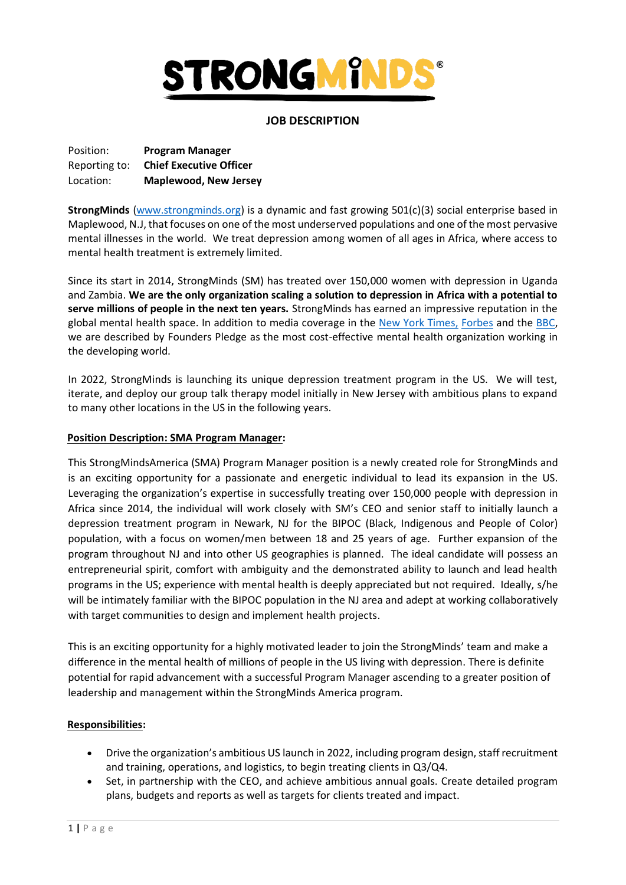# STRONGMINDS®

## JOB DESCRIPTION

Position: **Program Manager**
Reporting to: **Chief Executive Officer**
Location: **Maplewood, New Jersey**

**StrongMinds** (www.strongminds.org) is a dynamic and fast growing 501(c)(3) social enterprise based in Maplewood, N.J, that focuses on one of the most underserved populations and one of the most pervasive mental illnesses in the world. We treat depression among women of all ages in Africa, where access to mental health treatment is extremely limited.

Since its start in 2014, StrongMinds (SM) has treated over 150,000 women with depression in Uganda and Zambia. **We are the only organization scaling a solution to depression in Africa with a potential to serve millions of people in the next ten years.** StrongMinds has earned an impressive reputation in the global mental health space. In addition to media coverage in the New York Times, Forbes and the BBC, we are described by Founders Pledge as the most cost-effective mental health organization working in the developing world.

In 2022, StrongMinds is launching its unique depression treatment program in the US. We will test, iterate, and deploy our group talk therapy model initially in New Jersey with ambitious plans to expand to many other locations in the US in the following years.

### Position Description: SMA Program Manager:

This StrongMindsAmerica (SMA) Program Manager position is a newly created role for StrongMinds and is an exciting opportunity for a passionate and energetic individual to lead its expansion in the US. Leveraging the organization's expertise in successfully treating over 150,000 people with depression in Africa since 2014, the individual will work closely with SM's CEO and senior staff to initially launch a depression treatment program in Newark, NJ for the BIPOC (Black, Indigenous and People of Color) population, with a focus on women/men between 18 and 25 years of age. Further expansion of the program throughout NJ and into other US geographies is planned. The ideal candidate will possess an entrepreneurial spirit, comfort with ambiguity and the demonstrated ability to launch and lead health programs in the US; experience with mental health is deeply appreciated but not required. Ideally, s/he will be intimately familiar with the BIPOC population in the NJ area and adept at working collaboratively with target communities to design and implement health projects.

This is an exciting opportunity for a highly motivated leader to join the StrongMinds' team and make a difference in the mental health of millions of people in the US living with depression. There is definite potential for rapid advancement with a successful Program Manager ascending to a greater position of leadership and management within the StrongMinds America program.

### Responsibilities:

- Drive the organization's ambitious US launch in 2022, including program design, staff recruitment and training, operations, and logistics, to begin treating clients in Q3/Q4.
- Set, in partnership with the CEO, and achieve ambitious annual goals. Create detailed program plans, budgets and reports as well as targets for clients treated and impact.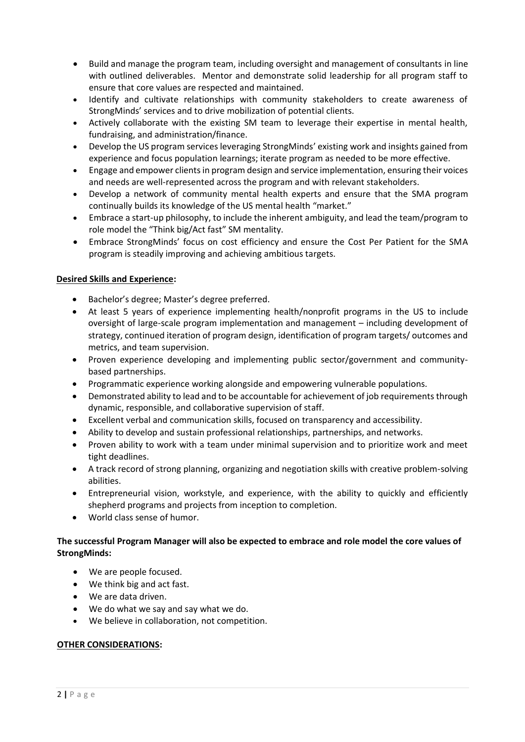- Build and manage the program team, including oversight and management of consultants in line with outlined deliverables. Mentor and demonstrate solid leadership for all program staff to ensure that core values are respected and maintained.
- Identify and cultivate relationships with community stakeholders to create awareness of StrongMinds' services and to drive mobilization of potential clients.
- Actively collaborate with the existing SM team to leverage their expertise in mental health, fundraising, and administration/finance.
- Develop the US program services leveraging StrongMinds' existing work and insights gained from experience and focus population learnings; iterate program as needed to be more effective.
- Engage and empower clients in program design and service implementation, ensuring their voices and needs are well-represented across the program and with relevant stakeholders.
- Develop a network of community mental health experts and ensure that the SMA program continually builds its knowledge of the US mental health "market."
- Embrace a start-up philosophy, to include the inherent ambiguity, and lead the team/program to role model the "Think big/Act fast" SM mentality.
- Embrace StrongMinds' focus on cost efficiency and ensure the Cost Per Patient for the SMA program is steadily improving and achieving ambitious targets.

**Desired Skills and Experience:**

- Bachelor's degree; Master's degree preferred.
- At least 5 years of experience implementing health/nonprofit programs in the US to include oversight of large-scale program implementation and management – including development of strategy, continued iteration of program design, identification of program targets/ outcomes and metrics, and team supervision.
- Proven experience developing and implementing public sector/government and community-based partnerships.
- Programmatic experience working alongside and empowering vulnerable populations.
- Demonstrated ability to lead and to be accountable for achievement of job requirements through dynamic, responsible, and collaborative supervision of staff.
- Excellent verbal and communication skills, focused on transparency and accessibility.
- Ability to develop and sustain professional relationships, partnerships, and networks.
- Proven ability to work with a team under minimal supervision and to prioritize work and meet tight deadlines.
- A track record of strong planning, organizing and negotiation skills with creative problem-solving abilities.
- Entrepreneurial vision, workstyle, and experience, with the ability to quickly and efficiently shepherd programs and projects from inception to completion.
- World class sense of humor.

**The successful Program Manager will also be expected to embrace and role model the core values of StrongMinds:**

- We are people focused.
- We think big and act fast.
- We are data driven.
- We do what we say and say what we do.
- We believe in collaboration, not competition.

**OTHER CONSIDERATIONS:**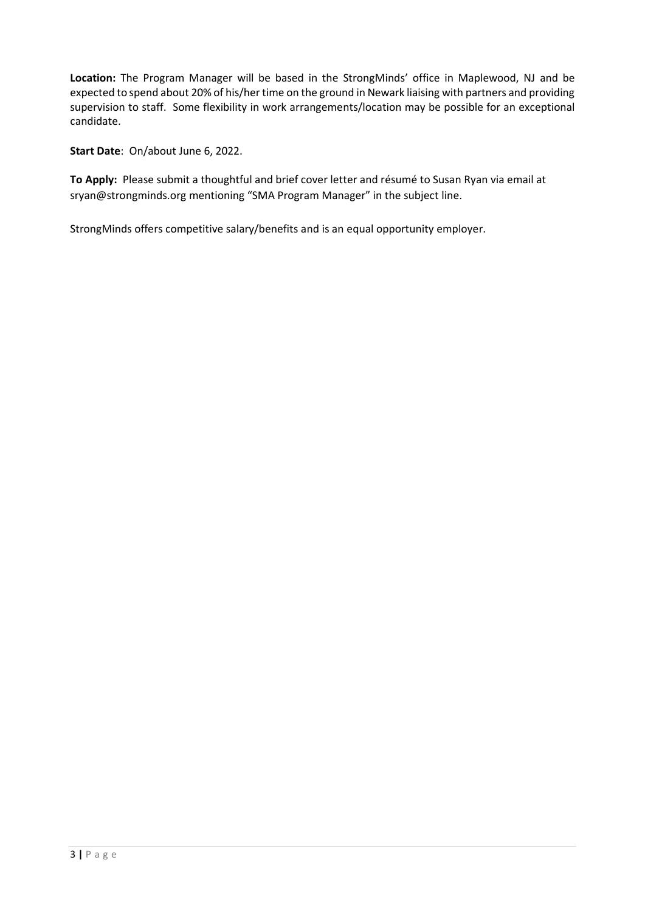**Location:** The Program Manager will be based in the StrongMinds' office in Maplewood, NJ and be expected to spend about 20% of his/her time on the ground in Newark liaising with partners and providing supervision to staff. Some flexibility in work arrangements/location may be possible for an exceptional candidate.

**Start Date**: On/about June 6, 2022.

**To Apply:** Please submit a thoughtful and brief cover letter and résumé to Susan Ryan via email at sryan@strongminds.org mentioning "SMA Program Manager" in the subject line.

StrongMinds offers competitive salary/benefits and is an equal opportunity employer.